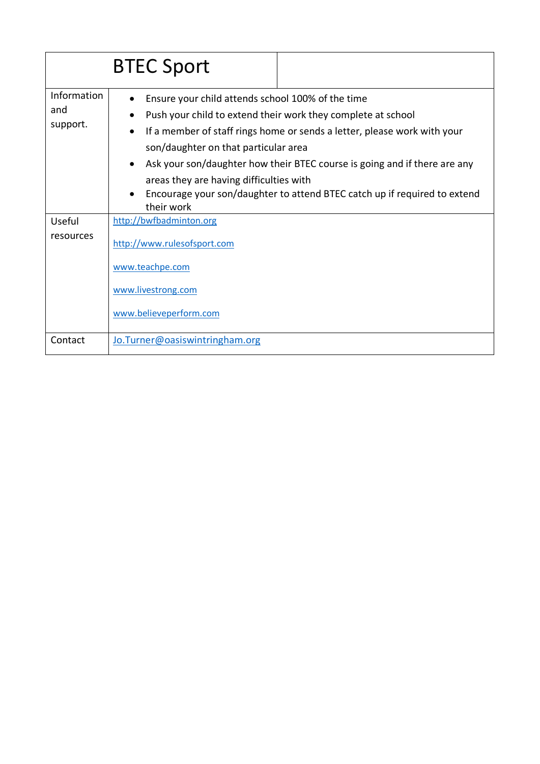| BTEC Sport | |
|---|---|
| Information and support. | • Ensure your child attends school 100% of the time<br>• Push your child to extend their work they complete at school<br>• If a member of staff rings home or sends a letter, please work with your son/daughter on that particular area<br>• Ask your son/daughter how their BTEC course is going and if there are any areas they are having difficulties with<br>• Encourage your son/daughter to attend BTEC catch up if required to extend their work |
| Useful resources | http://bwfbadminton.org<br><br>http://www.rulesofsport.com<br><br>www.teachpe.com<br><br>www.livestrong.com<br><br>www.believeperform.com |
| Contact | Jo.Turner@oasiswintringham.org |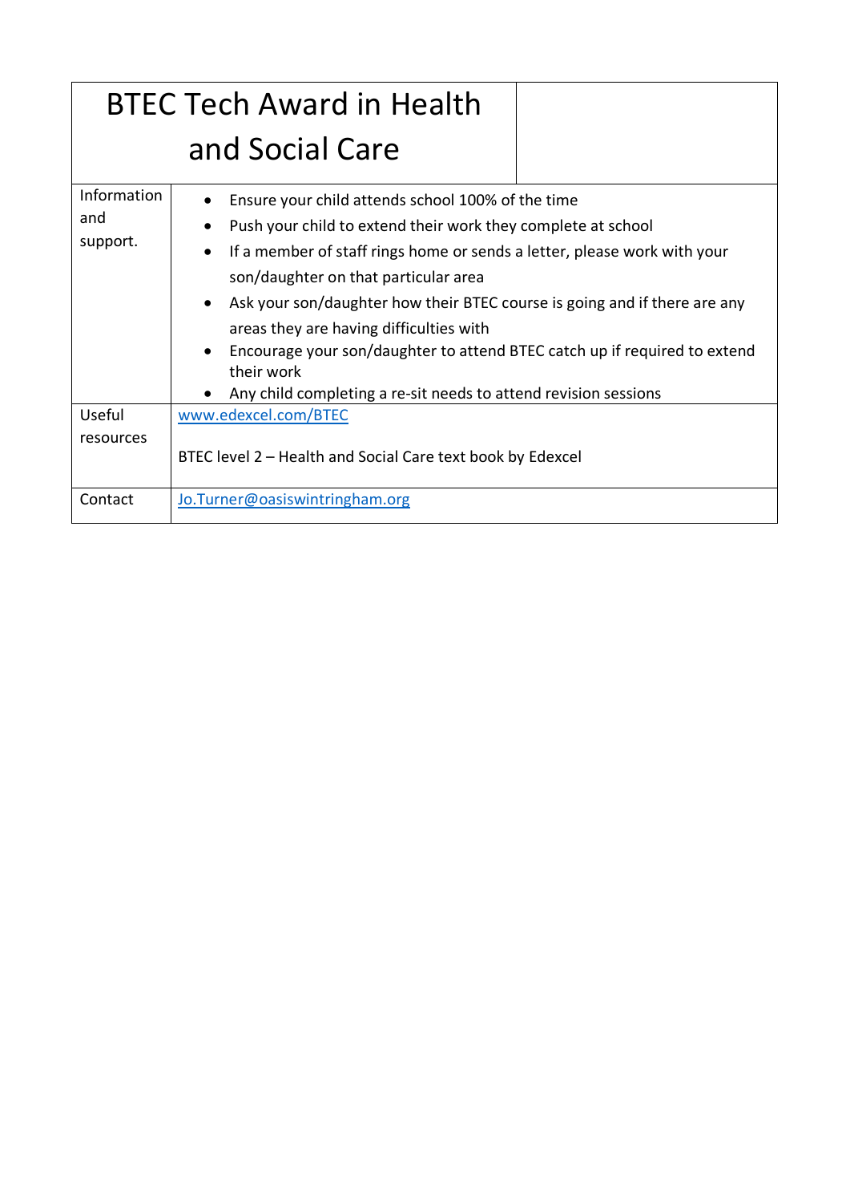| BTEC Tech Award in Health and Social Care | |
|---|---|
| Information and support. | • Ensure your child attends school 100% of the time<br>• Push your child to extend their work they complete at school<br>• If a member of staff rings home or sends a letter, please work with your son/daughter on that particular area<br>• Ask your son/daughter how their BTEC course is going and if there are any areas they are having difficulties with<br>• Encourage your son/daughter to attend BTEC catch up if required to extend their work<br>• Any child completing a re-sit needs to attend revision sessions |
| Useful resources | www.edexcel.com/BTEC<br><br>BTEC level 2 – Health and Social Care text book by Edexcel |
| Contact | Jo.Turner@oasiswintringham.org |